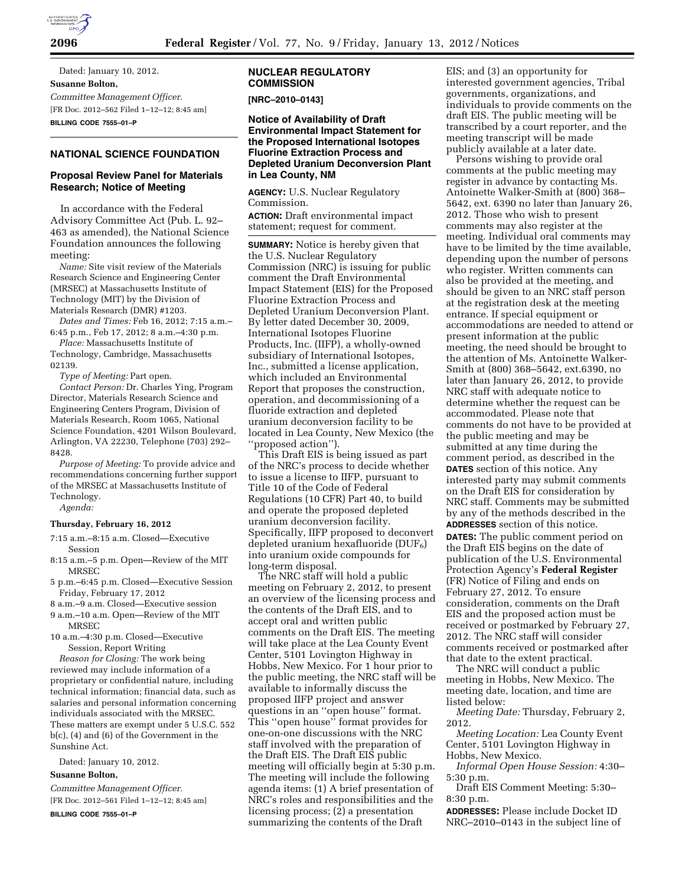Dated: January 10, 2012.

**Susanne Bolton,**

*Committee Management Officer.*

[FR Doc. 2012–562 Filed 1–12–12; 8:45 am]

**BILLING CODE 7555–01–P**

## NATIONAL SCIENCE FOUNDATION

### Proposal Review Panel for Materials Research; Notice of Meeting

In accordance with the Federal Advisory Committee Act (Pub. L. 92–463 as amended), the National Science Foundation announces the following meeting:

*Name:* Site visit review of the Materials Research Science and Engineering Center (MRSEC) at Massachusetts Institute of Technology (MIT) by the Division of Materials Research (DMR) #1203.

*Dates and Times:* Feb 16, 2012; 7:15 a.m.–6:45 p.m., Feb 17, 2012; 8 a.m.–4:30 p.m.

*Place:* Massachusetts Institute of Technology, Cambridge, Massachusetts 02139.

*Type of Meeting:* Part open.

*Contact Person:* Dr. Charles Ying, Program Director, Materials Research Science and Engineering Centers Program, Division of Materials Research, Room 1065, National Science Foundation, 4201 Wilson Boulevard, Arlington, VA 22230, Telephone (703) 292–8428.

*Purpose of Meeting:* To provide advice and recommendations concerning further support of the MRSEC at Massachusetts Institute of Technology.

*Agenda:*

**Thursday, February 16, 2012**

- 7:15 a.m.–8:15 a.m. Closed—Executive Session
- 8:15 a.m.–5 p.m. Open—Review of the MIT MRSEC
- 5 p.m.–6:45 p.m. Closed—Executive Session

Friday, February 17, 2012

- 8 a.m.–9 a.m. Closed—Executive session
- 9 a.m.–10 a.m. Open—Review of the MIT MRSEC
- 10 a.m.–4:30 p.m. Closed—Executive Session, Report Writing

*Reason for Closing:* The work being reviewed may include information of a proprietary or confidential nature, including technical information; financial data, such as salaries and personal information concerning individuals associated with the MRSEC. These matters are exempt under 5 U.S.C. 552 b(c), (4) and (6) of the Government in the Sunshine Act.

Dated: January 10, 2012.

**Susanne Bolton,**

*Committee Management Officer.*

[FR Doc. 2012–561 Filed 1–12–12; 8:45 am]

**BILLING CODE 7555–01–P**

## NUCLEAR REGULATORY COMMISSION

**[NRC–2010–0143]**

### Notice of Availability of Draft Environmental Impact Statement for the Proposed International Isotopes Fluorine Extraction Process and Depleted Uranium Deconversion Plant in Lea County, NM

**AGENCY:** U.S. Nuclear Regulatory Commission.

**ACTION:** Draft environmental impact statement; request for comment.

**SUMMARY:** Notice is hereby given that the U.S. Nuclear Regulatory Commission (NRC) is issuing for public comment the Draft Environmental Impact Statement (EIS) for the Proposed Fluorine Extraction Process and Depleted Uranium Deconversion Plant. By letter dated December 30, 2009, International Isotopes Fluorine Products, Inc. (IIFP), a wholly-owned subsidiary of International Isotopes, Inc., submitted a license application, which included an Environmental Report that proposes the construction, operation, and decommissioning of a fluoride extraction and depleted uranium deconversion facility to be located in Lea County, New Mexico (the ''proposed action'').

This Draft EIS is being issued as part of the NRC's process to decide whether to issue a license to IIFP, pursuant to Title 10 of the Code of Federal Regulations (10 CFR) Part 40, to build and operate the proposed depleted uranium deconversion facility. Specifically, IIFP proposed to deconvert depleted uranium hexafluoride ($DUF_6$) into uranium oxide compounds for long-term disposal.

The NRC staff will hold a public meeting on February 2, 2012, to present an overview of the licensing process and the contents of the Draft EIS, and to accept oral and written public comments on the Draft EIS. The meeting will take place at the Lea County Event Center, 5101 Lovington Highway in Hobbs, New Mexico. For 1 hour prior to the public meeting, the NRC staff will be available to informally discuss the proposed IIFP project and answer questions in an ''open house'' format. This ''open house'' format provides for one-on-one discussions with the NRC staff involved with the preparation of the Draft EIS. The Draft EIS public meeting will officially begin at 5:30 p.m. The meeting will include the following agenda items: (1) A brief presentation of NRC's roles and responsibilities and the licensing process; (2) a presentation summarizing the contents of the Draft EIS; and (3) an opportunity for interested government agencies, Tribal governments, organizations, and individuals to provide comments on the draft EIS. The public meeting will be transcribed by a court reporter, and the meeting transcript will be made publicly available at a later date.

Persons wishing to provide oral comments at the public meeting may register in advance by contacting Ms. Antoinette Walker-Smith at (800) 368–5642, ext. 6390 no later than January 26, 2012. Those who wish to present comments may also register at the meeting. Individual oral comments may have to be limited by the time available, depending upon the number of persons who register. Written comments can also be provided at the meeting, and should be given to an NRC staff person at the registration desk at the meeting entrance. If special equipment or accommodations are needed to attend or present information at the public meeting, the need should be brought to the attention of Ms. Antoinette Walker-Smith at (800) 368–5642, ext.6390, no later than January 26, 2012, to provide NRC staff with adequate notice to determine whether the request can be accommodated. Please note that comments do not have to be provided at the public meeting and may be submitted at any time during the comment period, as described in the **DATES** section of this notice. Any interested party may submit comments on the Draft EIS for consideration by NRC staff. Comments may be submitted by any of the methods described in the **ADDRESSES** section of this notice.

**DATES:** The public comment period on the Draft EIS begins on the date of publication of the U.S. Environmental Protection Agency's **Federal Register** (FR) Notice of Filing and ends on February 27, 2012. To ensure consideration, comments on the Draft EIS and the proposed action must be received or postmarked by February 27, 2012. The NRC staff will consider comments received or postmarked after that date to the extent practical.

The NRC will conduct a public meeting in Hobbs, New Mexico. The meeting date, location, and time are listed below:

*Meeting Date:* Thursday, February 2, 2012.

*Meeting Location:* Lea County Event Center, 5101 Lovington Highway in Hobbs, New Mexico.

*Informal Open House Session:* 4:30–5:30 p.m.

Draft EIS Comment Meeting: 5:30–8:30 p.m.

**ADDRESSES:** Please include Docket ID NRC–2010–0143 in the subject line of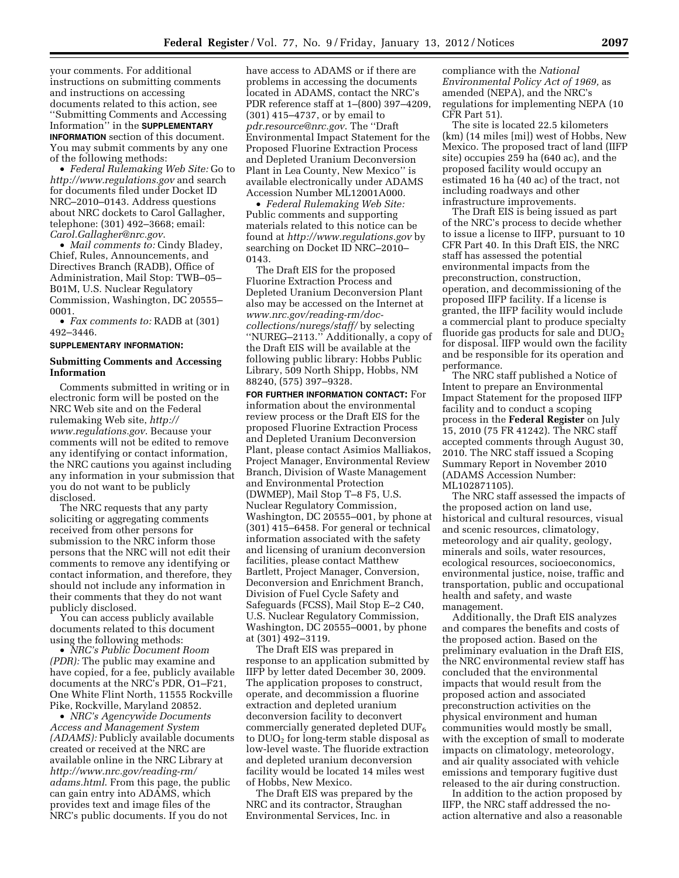your comments. For additional instructions on submitting comments and instructions on accessing documents related to this action, see ''Submitting Comments and Accessing Information'' in the **SUPPLEMENTARY INFORMATION** section of this document. You may submit comments by any one of the following methods:

- *Federal Rulemaking Web Site:* Go to *http://www.regulations.gov* and search for documents filed under Docket ID NRC–2010–0143. Address questions about NRC dockets to Carol Gallagher, telephone: (301) 492–3668; email: *Carol.Gallagher@nrc.gov*.
- *Mail comments to:* Cindy Bladey, Chief, Rules, Announcements, and Directives Branch (RADB), Office of Administration, Mail Stop: TWB–05–B01M, U.S. Nuclear Regulatory Commission, Washington, DC 20555–0001.
- *Fax comments to:* RADB at (301) 492–3446.

**SUPPLEMENTARY INFORMATION:**

**Submitting Comments and Accessing Information**

Comments submitted in writing or in electronic form will be posted on the NRC Web site and on the Federal rulemaking Web site, *http://www.regulations.gov*. Because your comments will not be edited to remove any identifying or contact information, the NRC cautions you against including any information in your submission that you do not want to be publicly disclosed.

The NRC requests that any party soliciting or aggregating comments received from other persons for submission to the NRC inform those persons that the NRC will not edit their comments to remove any identifying or contact information, and therefore, they should not include any information in their comments that they do not want publicly disclosed.

You can access publicly available documents related to this document using the following methods:

- *NRC's Public Document Room (PDR):* The public may examine and have copied, for a fee, publicly available documents at the NRC's PDR, O1–F21, One White Flint North, 11555 Rockville Pike, Rockville, Maryland 20852.
- *NRC's Agencywide Documents Access and Management System (ADAMS):* Publicly available documents created or received at the NRC are available online in the NRC Library at *http://www.nrc.gov/reading-rm/adams.html*. From this page, the public can gain entry into ADAMS, which provides text and image files of the NRC's public documents. If you do not have access to ADAMS or if there are problems in accessing the documents located in ADAMS, contact the NRC's PDR reference staff at 1–(800) 397–4209, (301) 415–4737, or by email to *pdr.resource@nrc.gov*. The ''Draft Environmental Impact Statement for the Proposed Fluorine Extraction Process and Depleted Uranium Deconversion Plant in Lea County, New Mexico'' is available electronically under ADAMS Accession Number ML12001A000.
- *Federal Rulemaking Web Site:* Public comments and supporting materials related to this notice can be found at *http://www.regulations.gov* by searching on Docket ID NRC–2010–0143.

The Draft EIS for the proposed Fluorine Extraction Process and Depleted Uranium Deconversion Plant also may be accessed on the Internet at *www.nrc.gov/reading-rm/doc-collections/nuregs/staff/* by selecting ''NUREG–2113.'' Additionally, a copy of the Draft EIS will be available at the following public library: Hobbs Public Library, 509 North Shipp, Hobbs, NM 88240, (575) 397–9328.

**FOR FURTHER INFORMATION CONTACT:** For information about the environmental review process or the Draft EIS for the proposed Fluorine Extraction Process and Depleted Uranium Deconversion Plant, please contact Asimios Malliakos, Project Manager, Environmental Review Branch, Division of Waste Management and Environmental Protection (DWMEP), Mail Stop T–8 F5, U.S. Nuclear Regulatory Commission, Washington, DC 20555–001, by phone at (301) 415–6458. For general or technical information associated with the safety and licensing of uranium deconversion facilities, please contact Matthew Bartlett, Project Manager, Conversion, Deconversion and Enrichment Branch, Division of Fuel Cycle Safety and Safeguards (FCSS), Mail Stop E–2 C40, U.S. Nuclear Regulatory Commission, Washington, DC 20555–0001, by phone at (301) 492–3119.

The Draft EIS was prepared in response to an application submitted by IIFP by letter dated December 30, 2009. The application proposes to construct, operate, and decommission a fluorine extraction and depleted uranium deconversion facility to deconvert commercially generated depleted $DUF_6$ to $DUO_2$ for long-term stable disposal as low-level waste. The fluoride extraction and depleted uranium deconversion facility would be located 14 miles west of Hobbs, New Mexico.

The Draft EIS was prepared by the NRC and its contractor, Straughan Environmental Services, Inc. in compliance with the *National Environmental Policy Act of 1969,* as amended (NEPA), and the NRC's regulations for implementing NEPA (10 CFR Part 51).

The site is located 22.5 kilometers (km) (14 miles [mi]) west of Hobbs, New Mexico. The proposed tract of land (IIFP site) occupies 259 ha (640 ac), and the proposed facility would occupy an estimated 16 ha (40 ac) of the tract, not including roadways and other infrastructure improvements.

The Draft EIS is being issued as part of the NRC's process to decide whether to issue a license to IIFP, pursuant to 10 CFR Part 40. In this Draft EIS, the NRC staff has assessed the potential environmental impacts from the preconstruction, construction, operation, and decommissioning of the proposed IIFP facility. If a license is granted, the IIFP facility would include a commercial plant to produce specialty fluoride gas products for sale and $DUO_2$ for disposal. IIFP would own the facility and be responsible for its operation and performance.

The NRC staff published a Notice of Intent to prepare an Environmental Impact Statement for the proposed IIFP facility and to conduct a scoping process in the **Federal Register** on July 15, 2010 (75 FR 41242). The NRC staff accepted comments through August 30, 2010. The NRC staff issued a Scoping Summary Report in November 2010 (ADAMS Accession Number: ML102871105).

The NRC staff assessed the impacts of the proposed action on land use, historical and cultural resources, visual and scenic resources, climatology, meteorology and air quality, geology, minerals and soils, water resources, ecological resources, socioeconomics, environmental justice, noise, traffic and transportation, public and occupational health and safety, and waste management.

Additionally, the Draft EIS analyzes and compares the benefits and costs of the proposed action. Based on the preliminary evaluation in the Draft EIS, the NRC environmental review staff has concluded that the environmental impacts that would result from the proposed action and associated preconstruction activities on the physical environment and human communities would mostly be small, with the exception of small to moderate impacts on climatology, meteorology, and air quality associated with vehicle emissions and temporary fugitive dust released to the air during construction.

In addition to the action proposed by IIFP, the NRC staff addressed the no-action alternative and also a reasonable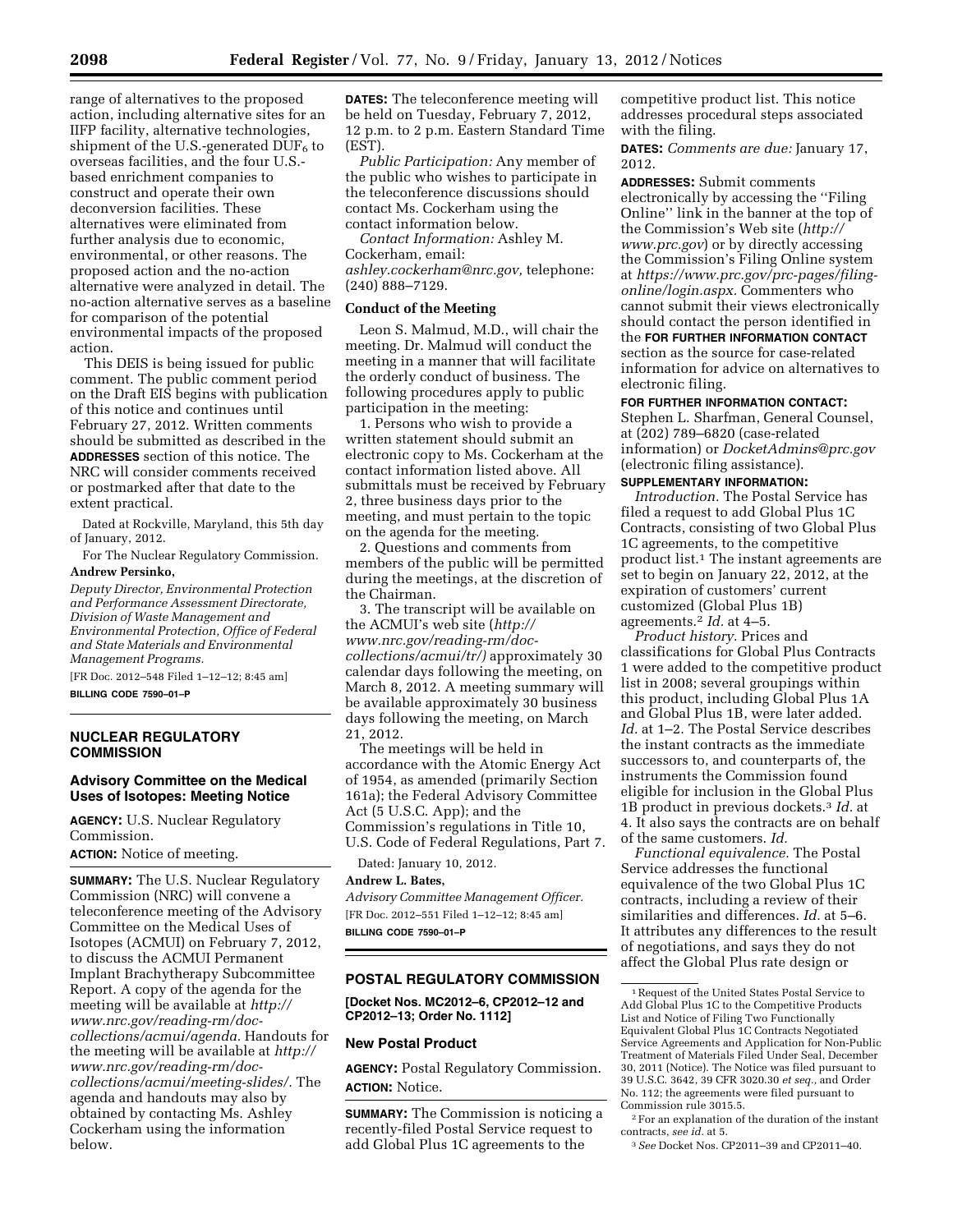range of alternatives to the proposed action, including alternative sites for an IIFP facility, alternative technologies, shipment of the U.S.-generated $DUF_6$ to overseas facilities, and the four U.S.-based enrichment companies to construct and operate their own deconversion facilities. These alternatives were eliminated from further analysis due to economic, environmental, or other reasons. The proposed action and the no-action alternative were analyzed in detail. The no-action alternative serves as a baseline for comparison of the potential environmental impacts of the proposed action.

This DEIS is being issued for public comment. The public comment period on the Draft EIS begins with publication of this notice and continues until February 27, 2012. Written comments should be submitted as described in the **ADDRESSES** section of this notice. The NRC will consider comments received or postmarked after that date to the extent practical.

Dated at Rockville, Maryland, this 5th day of January, 2012.

For The Nuclear Regulatory Commission.

**Andrew Persinko,**

*Deputy Director, Environmental Protection and Performance Assessment Directorate, Division of Waste Management and Environmental Protection, Office of Federal and State Materials and Environmental Management Programs.*

[FR Doc. 2012–548 Filed 1–12–12; 8:45 am]

**BILLING CODE 7590–01–P**

## NUCLEAR REGULATORY COMMISSION

### Advisory Committee on the Medical Uses of Isotopes: Meeting Notice

**AGENCY:** U.S. Nuclear Regulatory Commission.

**ACTION:** Notice of meeting.

**SUMMARY:** The U.S. Nuclear Regulatory Commission (NRC) will convene a teleconference meeting of the Advisory Committee on the Medical Uses of Isotopes (ACMUI) on February 7, 2012, to discuss the ACMUI Permanent Implant Brachytherapy Subcommittee Report. A copy of the agenda for the meeting will be available at *http://www.nrc.gov/reading-rm/doc-collections/acmui/agenda.* Handouts for the meeting will be available at *http://www.nrc.gov/reading-rm/doc-collections/acmui/meeting-slides/.* The agenda and handouts may also by obtained by contacting Ms. Ashley Cockerham using the information below.

**DATES:** The teleconference meeting will be held on Tuesday, February 7, 2012, 12 p.m. to 2 p.m. Eastern Standard Time (EST).

*Public Participation:* Any member of the public who wishes to participate in the teleconference discussions should contact Ms. Cockerham using the contact information below.

*Contact Information:* Ashley M. Cockerham, email: *ashley.cockerham@nrc.gov,* telephone: (240) 888–7129.

#### Conduct of the Meeting

Leon S. Malmud, M.D., will chair the meeting. Dr. Malmud will conduct the meeting in a manner that will facilitate the orderly conduct of business. The following procedures apply to public participation in the meeting:

1. Persons who wish to provide a written statement should submit an electronic copy to Ms. Cockerham at the contact information listed above. All submittals must be received by February 2, three business days prior to the meeting, and must pertain to the topic on the agenda for the meeting.

2. Questions and comments from members of the public will be permitted during the meetings, at the discretion of the Chairman.

3. The transcript will be available on the ACMUI's web site (*http://www.nrc.gov/reading-rm/doc-collections/acmui/tr/)* approximately 30 calendar days following the meeting, on March 8, 2012. A meeting summary will be available approximately 30 business days following the meeting, on March 21, 2012.

The meetings will be held in accordance with the Atomic Energy Act of 1954, as amended (primarily Section 161a); the Federal Advisory Committee Act (5 U.S.C. App); and the Commission's regulations in Title 10, U.S. Code of Federal Regulations, Part 7.

Dated: January 10, 2012.

**Andrew L. Bates,**

*Advisory Committee Management Officer.*

[FR Doc. 2012–551 Filed 1–12–12; 8:45 am]

**BILLING CODE 7590–01–P**

## POSTAL REGULATORY COMMISSION

**[Docket Nos. MC2012–6, CP2012–12 and CP2012–13; Order No. 1112]**

### New Postal Product

**AGENCY:** Postal Regulatory Commission.

**ACTION:** Notice.

**SUMMARY:** The Commission is noticing a recently-filed Postal Service request to add Global Plus 1C agreements to the competitive product list. This notice addresses procedural steps associated with the filing.

**DATES:** *Comments are due:* January 17, 2012.

**ADDRESSES:** Submit comments electronically by accessing the ''Filing Online'' link in the banner at the top of the Commission's Web site (*http://www.prc.gov*) or by directly accessing the Commission's Filing Online system at *https://www.prc.gov/prc-pages/filing-online/login.aspx.* Commenters who cannot submit their views electronically should contact the person identified in the **FOR FURTHER INFORMATION CONTACT** section as the source for case-related information for advice on alternatives to electronic filing.

**FOR FURTHER INFORMATION CONTACT:** Stephen L. Sharfman, General Counsel, at (202) 789–6820 (case-related information) or *DocketAdmins@prc.gov* (electronic filing assistance).

**SUPPLEMENTARY INFORMATION:**

*Introduction.* The Postal Service has filed a request to add Global Plus 1C Contracts, consisting of two Global Plus 1C agreements, to the competitive product list.[1] The instant agreements are set to begin on January 22, 2012, at the expiration of customers' current customized (Global Plus 1B) agreements.[2] *Id.* at 4–5.

*Product history.* Prices and classifications for Global Plus Contracts 1 were added to the competitive product list in 2008; several groupings within this product, including Global Plus 1A and Global Plus 1B, were later added. *Id.* at 1–2. The Postal Service describes the instant contracts as the immediate successors to, and counterparts of, the instruments the Commission found eligible for inclusion in the Global Plus 1B product in previous dockets.[3] *Id.* at 4. It also says the contracts are on behalf of the same customers. *Id.*

*Functional equivalence.* The Postal Service addresses the functional equivalence of the two Global Plus 1C contracts, including a review of their similarities and differences. *Id.* at 5–6. It attributes any differences to the result of negotiations, and says they do not affect the Global Plus rate design or

---

[1] Request of the United States Postal Service to Add Global Plus 1C to the Competitive Products List and Notice of Filing Two Functionally Equivalent Global Plus 1C Contracts Negotiated Service Agreements and Application for Non-Public Treatment of Materials Filed Under Seal, December 30, 2011 (Notice). The Notice was filed pursuant to 39 U.S.C. 3642, 39 CFR 3020.30 *et seq.,* and Order No. 112; the agreements were filed pursuant to Commission rule 3015.5.

[2] For an explanation of the duration of the instant contracts, *see id.* at 5.

[3] *See* Docket Nos. CP2011–39 and CP2011–40.